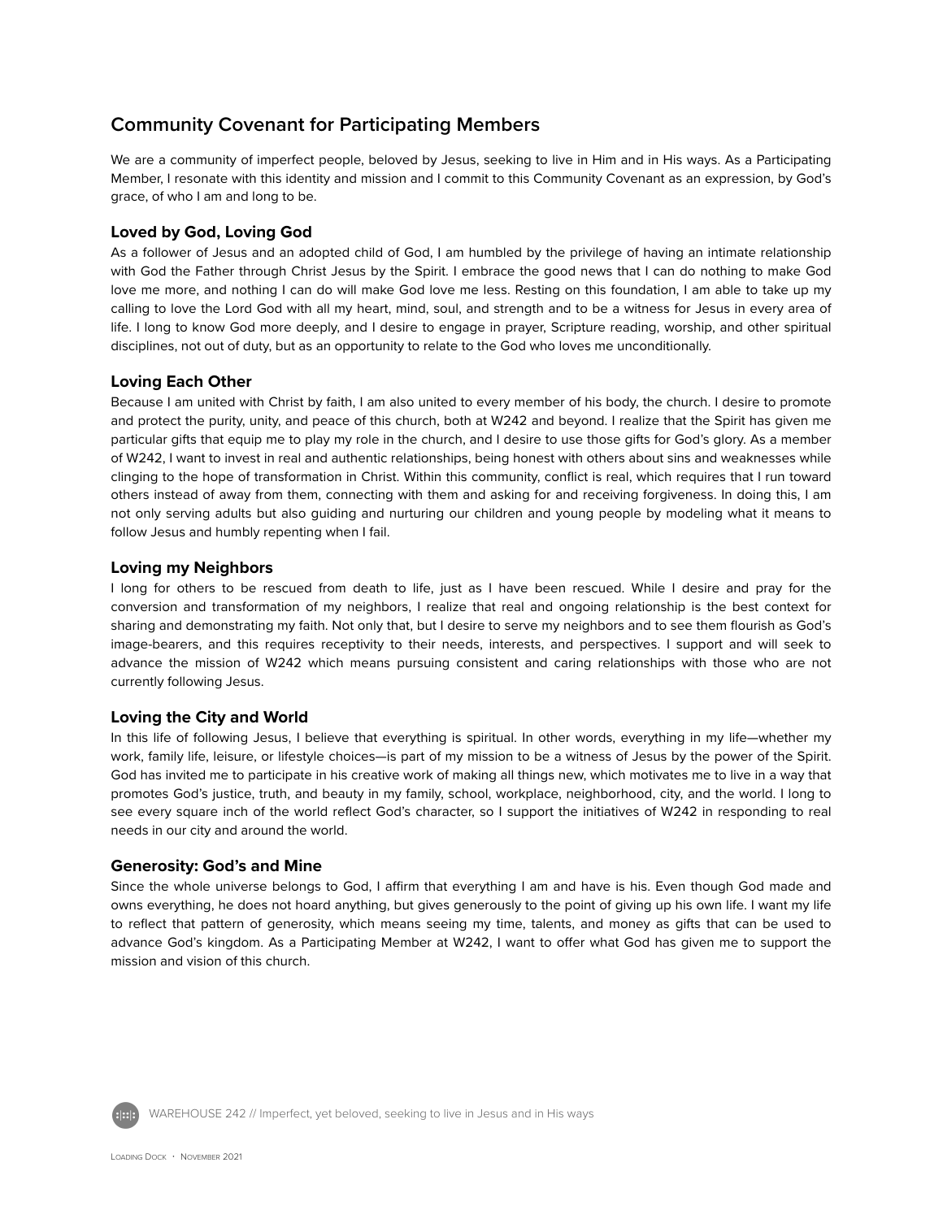# Community Covenant for Participating Members

We are a community of imperfect people, beloved by Jesus, seeking to live in Him and in His ways. As a Participating Member, I resonate with this identity and mission and I commit to this Community Covenant as an expression, by God's grace, of who I am and long to be.

## Loved by God, Loving God

As a follower of Jesus and an adopted child of God, I am humbled by the privilege of having an intimate relationship with God the Father through Christ Jesus by the Spirit. I embrace the good news that I can do nothing to make God love me more, and nothing I can do will make God love me less. Resting on this foundation, I am able to take up my calling to love the Lord God with all my heart, mind, soul, and strength and to be a witness for Jesus in every area of life. I long to know God more deeply, and I desire to engage in prayer, Scripture reading, worship, and other spiritual disciplines, not out of duty, but as an opportunity to relate to the God who loves me unconditionally.

## Loving Each Other

Because I am united with Christ by faith, I am also united to every member of his body, the church. I desire to promote and protect the purity, unity, and peace of this church, both at W242 and beyond. I realize that the Spirit has given me particular gifts that equip me to play my role in the church, and I desire to use those gifts for God's glory. As a member of W242, I want to invest in real and authentic relationships, being honest with others about sins and weaknesses while clinging to the hope of transformation in Christ. Within this community, conflict is real, which requires that I run toward others instead of away from them, connecting with them and asking for and receiving forgiveness. In doing this, I am not only serving adults but also guiding and nurturing our children and young people by modeling what it means to follow Jesus and humbly repenting when I fail.

## Loving my Neighbors

I long for others to be rescued from death to life, just as I have been rescued. While I desire and pray for the conversion and transformation of my neighbors, I realize that real and ongoing relationship is the best context for sharing and demonstrating my faith. Not only that, but I desire to serve my neighbors and to see them flourish as God's image-bearers, and this requires receptivity to their needs, interests, and perspectives. I support and will seek to advance the mission of W242 which means pursuing consistent and caring relationships with those who are not currently following Jesus.

## Loving the City and World

In this life of following Jesus, I believe that everything is spiritual. In other words, everything in my life—whether my work, family life, leisure, or lifestyle choices—is part of my mission to be a witness of Jesus by the power of the Spirit. God has invited me to participate in his creative work of making all things new, which motivates me to live in a way that promotes God's justice, truth, and beauty in my family, school, workplace, neighborhood, city, and the world. I long to see every square inch of the world reflect God's character, so I support the initiatives of W242 in responding to real needs in our city and around the world.

## Generosity: God's and Mine

Since the whole universe belongs to God, I affirm that everything I am and have is his. Even though God made and owns everything, he does not hoard anything, but gives generously to the point of giving up his own life. I want my life to reflect that pattern of generosity, which means seeing my time, talents, and money as gifts that can be used to advance God's kingdom. As a Participating Member at W242, I want to offer what God has given me to support the mission and vision of this church.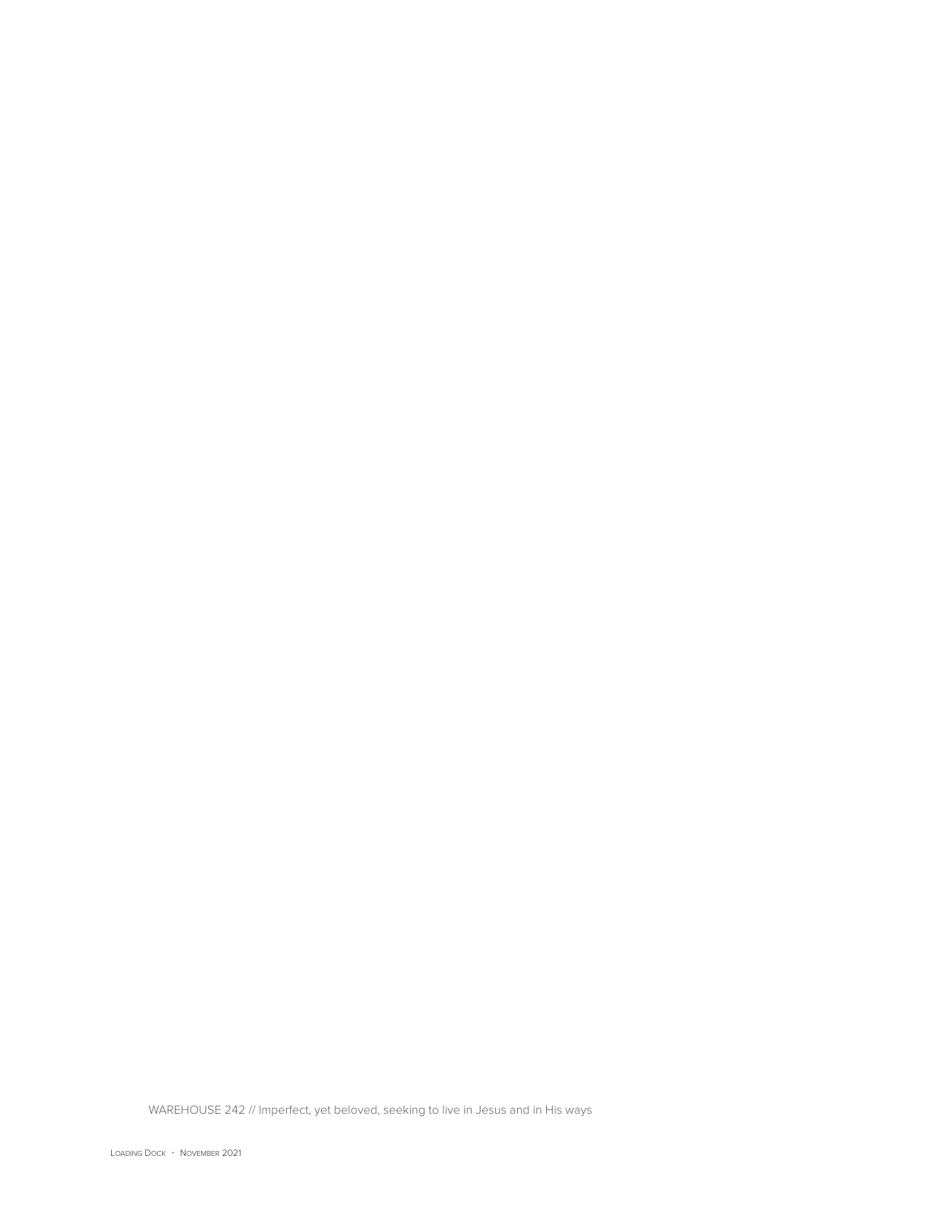WAREHOUSE 242 // Imperfect, yet beloved, seeking to live in Jesus and in His ways